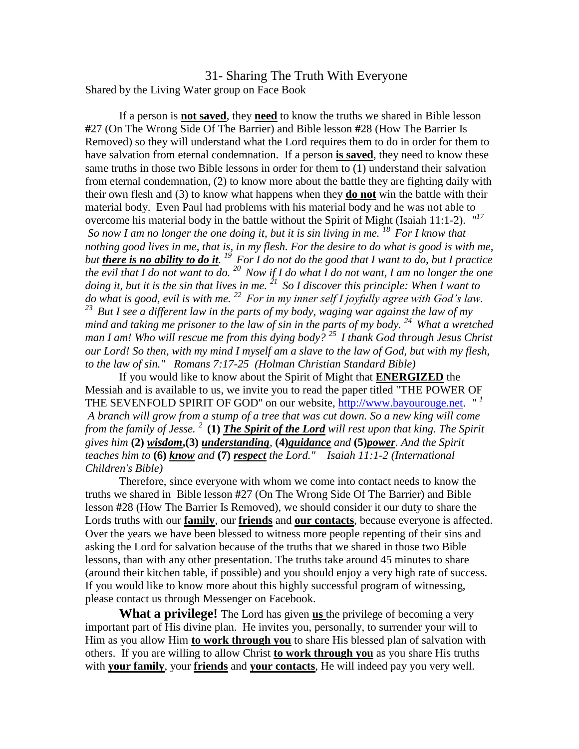# 31- Sharing The Truth With Everyone

Shared by the Living Water group on Face Book

If a person is **not saved**, they **need** to know the truths we shared in Bible lesson #27 (On The Wrong Side Of The Barrier) and Bible lesson #28 (How The Barrier Is Removed) so they will understand what the Lord requires them to do in order for them to have salvation from eternal condemnation. If a person **is saved**, they need to know these same truths in those two Bible lessons in order for them to (1) understand their salvation from eternal condemnation, (2) to know more about the battle they are fighting daily with their own flesh and (3) to know what happens when they **do not** win the battle with their material body. Even Paul had problems with his material body and he was not able to overcome his material body in the battle without the Spirit of Might (Isaiah 11:1-2). *"[17] So now I am no longer the one doing it, but it is sin living in me. [18] For I know that nothing good lives in me, that is, in my flesh. For the desire to do what is good is with me, but **there is no ability to do it**. [19] For I do not do the good that I want to do, but I practice the evil that I do not want to do. [20] Now if I do what I do not want, I am no longer the one doing it, but it is the sin that lives in me. [21] So I discover this principle: When I want to do what is good, evil is with me. [22] For in my inner self I joyfully agree with God's law. [23] But I see a different law in the parts of my body, waging war against the law of my mind and taking me prisoner to the law of sin in the parts of my body. [24] What a wretched man I am! Who will rescue me from this dying body? [25] I thank God through Jesus Christ our Lord! So then, with my mind I myself am a slave to the law of God, but with my flesh, to the law of sin." Romans 7:17-25 (Holman Christian Standard Bible)*

If you would like to know about the Spirit of Might that **ENERGIZED** the Messiah and is available to us, we invite you to read the paper titled "THE POWER OF THE SEVENFOLD SPIRIT OF GOD" on our website, http://www.bayourouge.net. *"[1] A branch will grow from a stump of a tree that was cut down. So a new king will come from the family of Jesse. [2]* **(1)** ***The Spirit of the Lord*** *will rest upon that king. The Spirit gives him* **(2)** ***wisdom***, **(3)** ***understanding***, **(4)*****guidance*** *and* **(5)*****power***. *And the Spirit teaches him to* **(6)** ***know*** *and* **(7)** ***respect*** *the Lord." Isaiah 11:1-2 (International Children's Bible)*

Therefore, since everyone with whom we come into contact needs to know the truths we shared in Bible lesson #27 (On The Wrong Side Of The Barrier) and Bible lesson #28 (How The Barrier Is Removed), we should consider it our duty to share the Lords truths with our **family**, our **friends** and **our contacts**, because everyone is affected. Over the years we have been blessed to witness more people repenting of their sins and asking the Lord for salvation because of the truths that we shared in those two Bible lessons, than with any other presentation. The truths take around 45 minutes to share (around their kitchen table, if possible) and you should enjoy a very high rate of success. If you would like to know more about this highly successful program of witnessing, please contact us through Messenger on Facebook.

**What a privilege!** The Lord has given **us** the privilege of becoming a very important part of His divine plan. He invites you, personally, to surrender your will to Him as you allow Him **to work through you** to share His blessed plan of salvation with others. If you are willing to allow Christ **to work through you** as you share His truths with **your family**, your **friends** and **your contacts**, He will indeed pay you very well.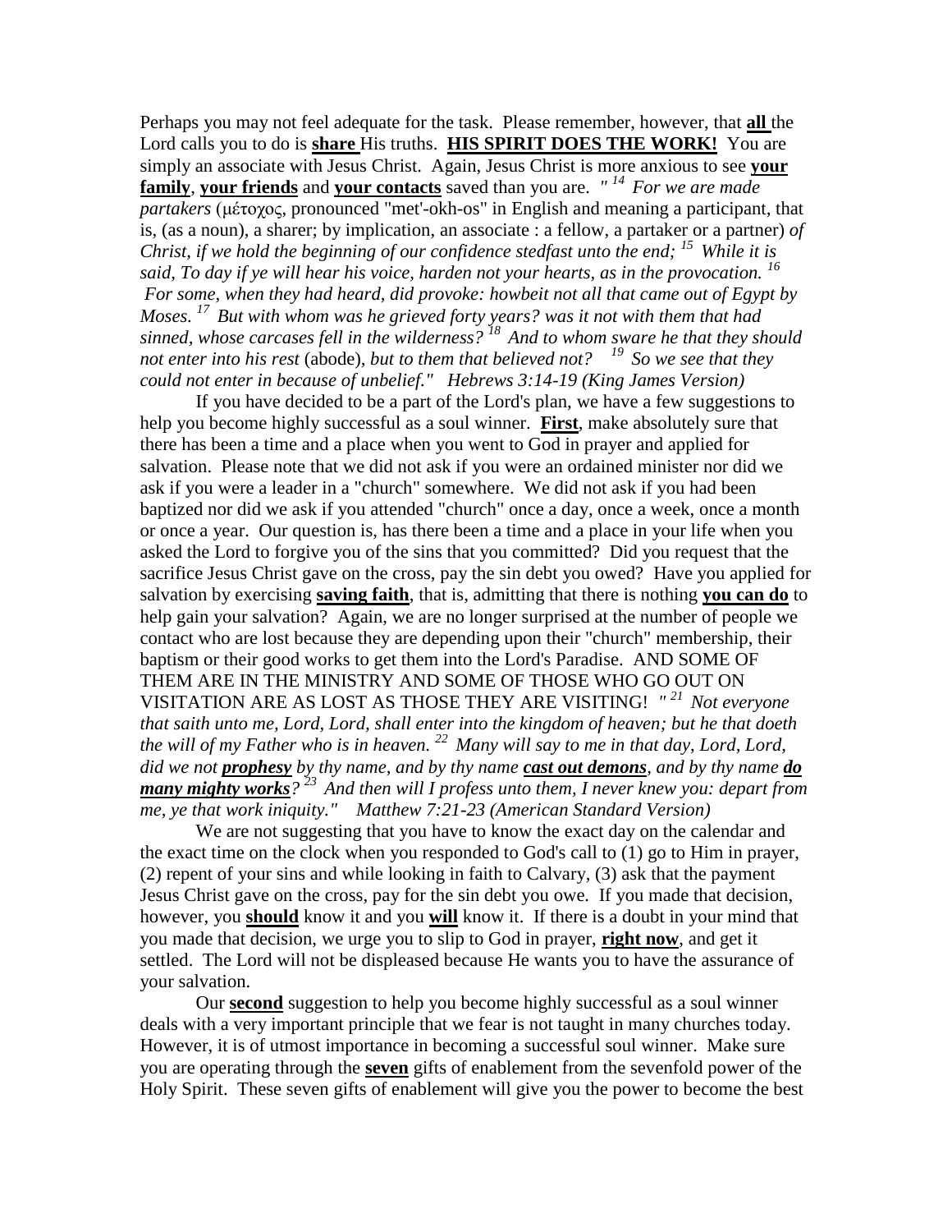Perhaps you may not feel adequate for the task. Please remember, however, that **all** the Lord calls you to do is **share** His truths. **HIS SPIRIT DOES THE WORK!** You are simply an associate with Jesus Christ. Again, Jesus Christ is more anxious to see **your family**, **your friends** and **your contacts** saved than you are. *" [14] For we are made partakers* (μέτοχος, pronounced "met'-okh-os" in English and meaning a participant, that is, (as a noun), a sharer; by implication, an associate : a fellow, a partaker or a partner) *of Christ, if we hold the beginning of our confidence stedfast unto the end; [15] While it is said, To day if ye will hear his voice, harden not your hearts, as in the provocation. [16] For some, when they had heard, did provoke: howbeit not all that came out of Egypt by Moses. [17] But with whom was he grieved forty years? was it not with them that had sinned, whose carcases fell in the wilderness? [18] And to whom sware he that they should not enter into his rest* (abode), *but to them that believed not? [19] So we see that they could not enter in because of unbelief." Hebrews 3:14-19 (King James Version)*

If you have decided to be a part of the Lord's plan, we have a few suggestions to help you become highly successful as a soul winner. **First**, make absolutely sure that there has been a time and a place when you went to God in prayer and applied for salvation. Please note that we did not ask if you were an ordained minister nor did we ask if you were a leader in a "church" somewhere. We did not ask if you had been baptized nor did we ask if you attended "church" once a day, once a week, once a month or once a year. Our question is, has there been a time and a place in your life when you asked the Lord to forgive you of the sins that you committed? Did you request that the sacrifice Jesus Christ gave on the cross, pay the sin debt you owed? Have you applied for salvation by exercising **saving faith**, that is, admitting that there is nothing **you can do** to help gain your salvation? Again, we are no longer surprised at the number of people we contact who are lost because they are depending upon their "church" membership, their baptism or their good works to get them into the Lord's Paradise. AND SOME OF THEM ARE IN THE MINISTRY AND SOME OF THOSE WHO GO OUT ON VISITATION ARE AS LOST AS THOSE THEY ARE VISITING! *" [21] Not everyone that saith unto me, Lord, Lord, shall enter into the kingdom of heaven; but he that doeth the will of my Father who is in heaven. [22] Many will say to me in that day, Lord, Lord, did we not **prophesy** by thy name, and by thy name **cast out demons**, and by thy name **do many mighty works**? [23] And then will I profess unto them, I never knew you: depart from me, ye that work iniquity." Matthew 7:21-23 (American Standard Version)*

We are not suggesting that you have to know the exact day on the calendar and the exact time on the clock when you responded to God's call to (1) go to Him in prayer, (2) repent of your sins and while looking in faith to Calvary, (3) ask that the payment Jesus Christ gave on the cross, pay for the sin debt you owe. If you made that decision, however, you **should** know it and you **will** know it. If there is a doubt in your mind that you made that decision, we urge you to slip to God in prayer, **right now**, and get it settled. The Lord will not be displeased because He wants you to have the assurance of your salvation.

Our **second** suggestion to help you become highly successful as a soul winner deals with a very important principle that we fear is not taught in many churches today. However, it is of utmost importance in becoming a successful soul winner. Make sure you are operating through the **seven** gifts of enablement from the sevenfold power of the Holy Spirit. These seven gifts of enablement will give you the power to become the best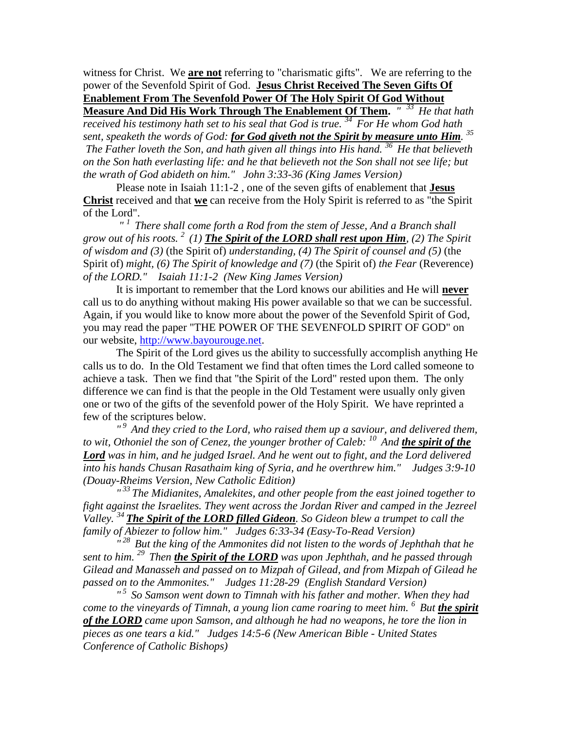witness for Christ. We **are not** referring to "charismatic gifts". We are referring to the power of the Sevenfold Spirit of God. **Jesus Christ Received The Seven Gifts Of Enablement From The Sevenfold Power Of The Holy Spirit Of God Without Measure And Did His Work Through The Enablement Of Them.** *" 33 He that hath received his testimony hath set to his seal that God is true. 34 For He whom God hath sent, speaketh the words of God: **for God giveth not the Spirit by measure unto Him**. 35 The Father loveth the Son, and hath given all things into His hand. 36 He that believeth on the Son hath everlasting life: and he that believeth not the Son shall not see life; but the wrath of God abideth on him." John 3:33-36 (King James Version)*

Please note in Isaiah 11:1-2 , one of the seven gifts of enablement that **Jesus Christ** received and that **we** can receive from the Holy Spirit is referred to as "the Spirit of the Lord".

*" 1 There shall come forth a Rod from the stem of Jesse, And a Branch shall grow out of his roots. 2 (1) **The Spirit of the LORD shall rest upon Him**, (2) The Spirit of wisdom and (3)* (the Spirit of) *understanding, (4) The Spirit of counsel and (5)* (the Spirit of) *might, (6) The Spirit of knowledge and (7)* (the Spirit of) *the Fear* (Reverence) *of the LORD." Isaiah 11:1-2 (New King James Version)*

It is important to remember that the Lord knows our abilities and He will **never** call us to do anything without making His power available so that we can be successful. Again, if you would like to know more about the power of the Sevenfold Spirit of God, you may read the paper "THE POWER OF THE SEVENFOLD SPIRIT OF GOD" on our website, http://www.bayourouge.net.

The Spirit of the Lord gives us the ability to successfully accomplish anything He calls us to do. In the Old Testament we find that often times the Lord called someone to achieve a task. Then we find that "the Spirit of the Lord" rested upon them. The only difference we can find is that the people in the Old Testament were usually only given one or two of the gifts of the sevenfold power of the Holy Spirit. We have reprinted a few of the scriptures below.

*" 9 And they cried to the Lord, who raised them up a saviour, and delivered them, to wit, Othoniel the son of Cenez, the younger brother of Caleb: 10 And **the spirit of the Lord** was in him, and he judged Israel. And he went out to fight, and the Lord delivered into his hands Chusan Rasathaim king of Syria, and he overthrew him." Judges 3:9-10 (Douay-Rheims Version, New Catholic Edition)*

*" 33 The Midianites, Amalekites, and other people from the east joined together to fight against the Israelites. They went across the Jordan River and camped in the Jezreel Valley. 34 **The Spirit of the LORD filled Gideon**. So Gideon blew a trumpet to call the family of Abiezer to follow him." Judges 6:33-34 (Easy-To-Read Version)*

*" 28 But the king of the Ammonites did not listen to the words of Jephthah that he sent to him. 29 Then **the Spirit of the LORD** was upon Jephthah, and he passed through Gilead and Manasseh and passed on to Mizpah of Gilead, and from Mizpah of Gilead he passed on to the Ammonites." Judges 11:28-29 (English Standard Version)*

*" 5 So Samson went down to Timnah with his father and mother. When they had come to the vineyards of Timnah, a young lion came roaring to meet him. 6 But **the spirit of the LORD** came upon Samson, and although he had no weapons, he tore the lion in pieces as one tears a kid." Judges 14:5-6 (New American Bible - United States Conference of Catholic Bishops)*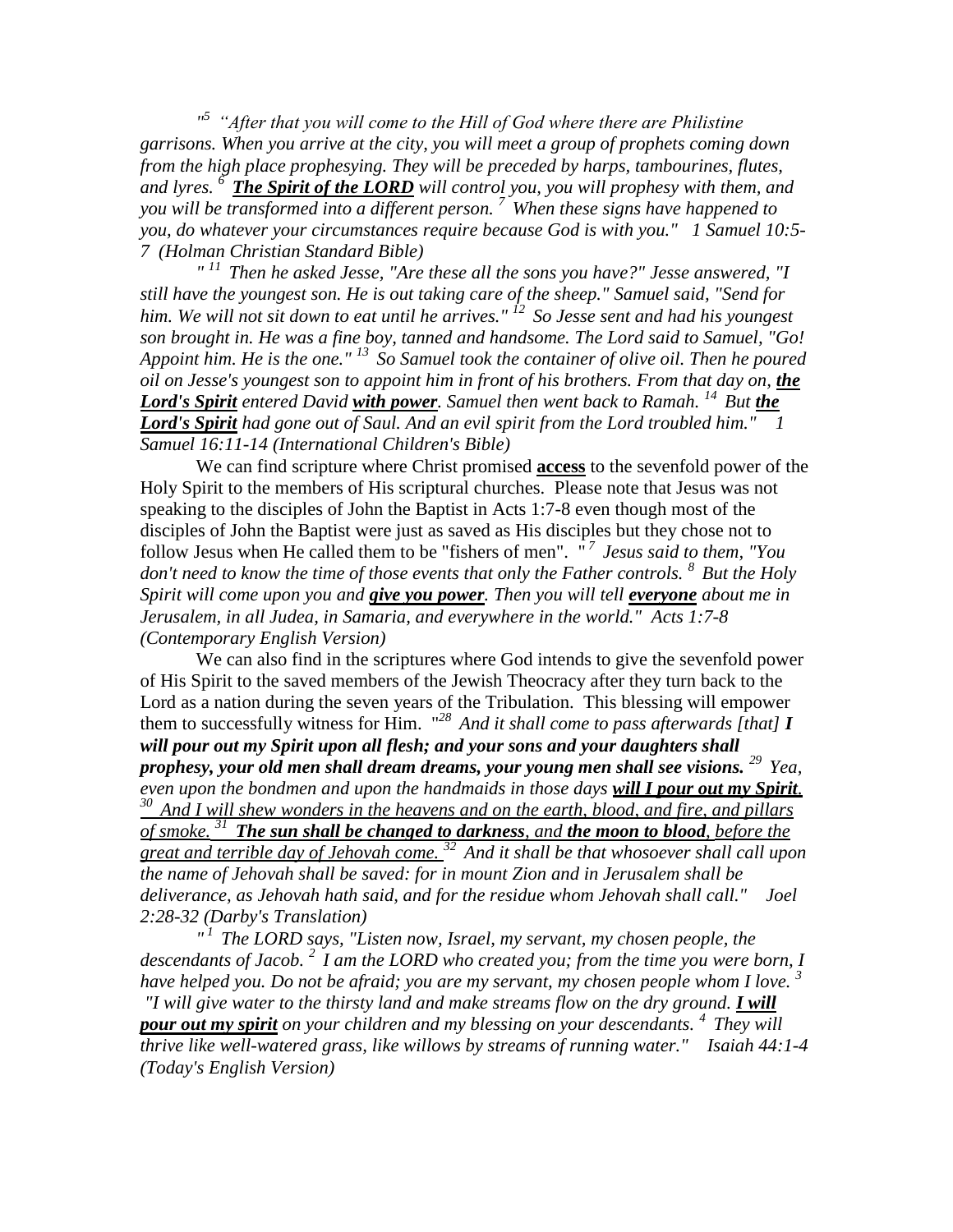*"[5] "After that you will come to the Hill of God where there are Philistine garrisons. When you arrive at the city, you will meet a group of prophets coming down from the high place prophesying. They will be preceded by harps, tambourines, flutes, and lyres. [6] **The Spirit of the LORD** will control you, you will prophesy with them, and you will be transformed into a different person. [7] When these signs have happened to you, do whatever your circumstances require because God is with you." 1 Samuel 10:5-7 (Holman Christian Standard Bible)*

*" [11] Then he asked Jesse, "Are these all the sons you have?" Jesse answered, "I still have the youngest son. He is out taking care of the sheep." Samuel said, "Send for him. We will not sit down to eat until he arrives." [12] So Jesse sent and had his youngest son brought in. He was a fine boy, tanned and handsome. The Lord said to Samuel, "Go! Appoint him. He is the one." [13] So Samuel took the container of olive oil. Then he poured oil on Jesse's youngest son to appoint him in front of his brothers. From that day on, **the Lord's Spirit** entered David **with power**. Samuel then went back to Ramah. [14] But **the Lord's Spirit** had gone out of Saul. And an evil spirit from the Lord troubled him." 1 Samuel 16:11-14 (International Children's Bible)*

We can find scripture where Christ promised **access** to the sevenfold power of the Holy Spirit to the members of His scriptural churches. Please note that Jesus was not speaking to the disciples of John the Baptist in Acts 1:7-8 even though most of the disciples of John the Baptist were just as saved as His disciples but they chose not to follow Jesus when He called them to be "fishers of men". *" [7] Jesus said to them, "You don't need to know the time of those events that only the Father controls. [8] But the Holy Spirit will come upon you and **give you power**. Then you will tell **everyone** about me in Jerusalem, in all Judea, in Samaria, and everywhere in the world." Acts 1:7-8 (Contemporary English Version)*

We can also find in the scriptures where God intends to give the sevenfold power of His Spirit to the saved members of the Jewish Theocracy after they turn back to the Lord as a nation during the seven years of the Tribulation. This blessing will empower them to successfully witness for Him. *"[28] And it shall come to pass afterwards [that] **I will pour out my Spirit upon all flesh; and your sons and your daughters shall prophesy, your old men shall dream dreams, your young men shall see visions.** [29] Yea, even upon the bondmen and upon the handmaids in those days **will I pour out my Spirit**. [30] And I will shew wonders in the heavens and on the earth, blood, and fire, and pillars of smoke. [31] **The sun shall be changed to darkness**, and **the moon to blood**, before the great and terrible day of Jehovah come. [32] And it shall be that whosoever shall call upon the name of Jehovah shall be saved: for in mount Zion and in Jerusalem shall be deliverance, as Jehovah hath said, and for the residue whom Jehovah shall call." Joel 2:28-32 (Darby's Translation)*

*" [1] The LORD says, "Listen now, Israel, my servant, my chosen people, the descendants of Jacob. [2] I am the LORD who created you; from the time you were born, I have helped you. Do not be afraid; you are my servant, my chosen people whom I love. [3] "I will give water to the thirsty land and make streams flow on the dry ground. **I will pour out my spirit** on your children and my blessing on your descendants. [4] They will thrive like well-watered grass, like willows by streams of running water." Isaiah 44:1-4 (Today's English Version)*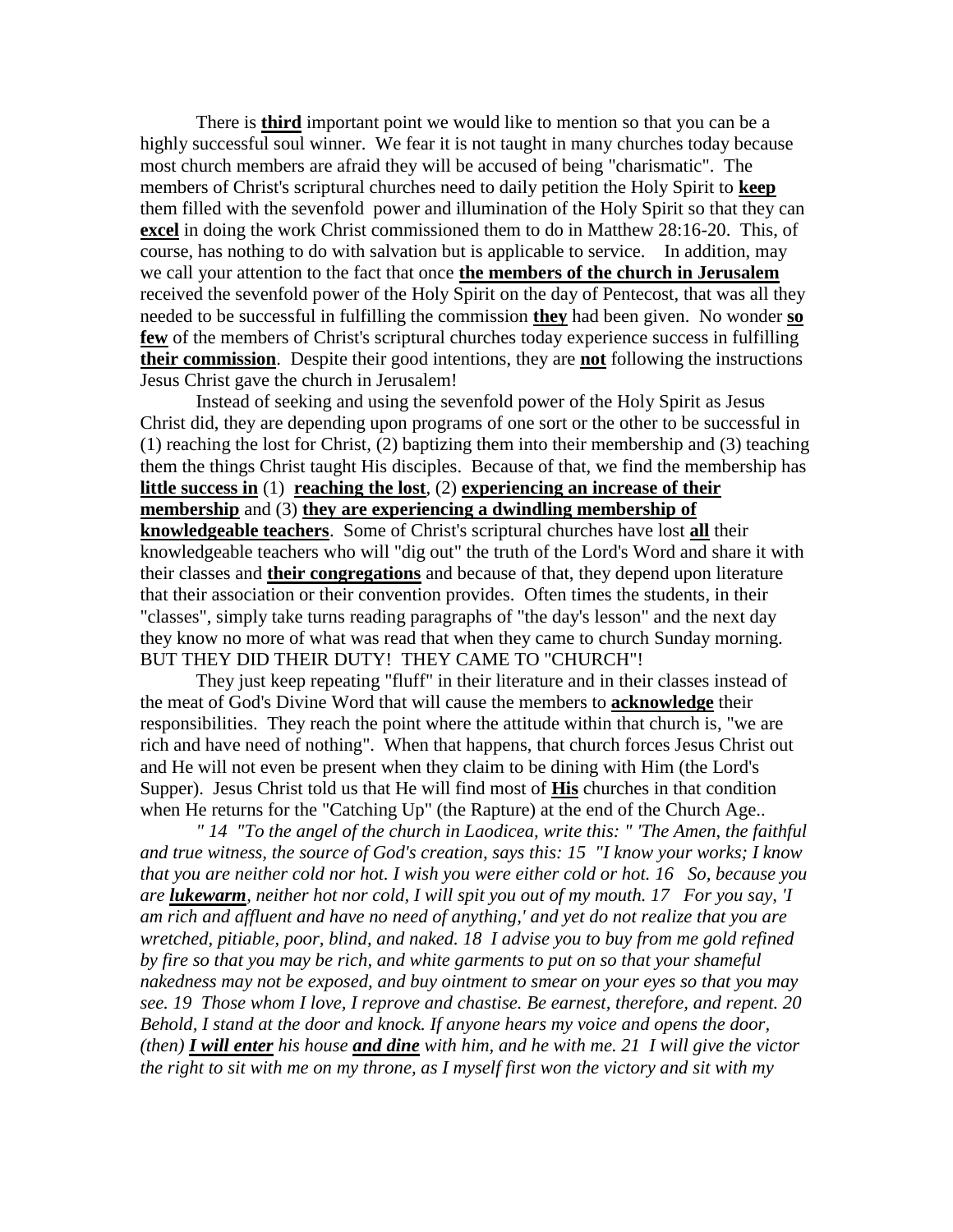There is **third** important point we would like to mention so that you can be a highly successful soul winner. We fear it is not taught in many churches today because most church members are afraid they will be accused of being "charismatic". The members of Christ's scriptural churches need to daily petition the Holy Spirit to **keep** them filled with the sevenfold power and illumination of the Holy Spirit so that they can **excel** in doing the work Christ commissioned them to do in Matthew 28:16-20. This, of course, has nothing to do with salvation but is applicable to service. In addition, may we call your attention to the fact that once **the members of the church in Jerusalem** received the sevenfold power of the Holy Spirit on the day of Pentecost, that was all they needed to be successful in fulfilling the commission **they** had been given. No wonder **so few** of the members of Christ's scriptural churches today experience success in fulfilling **their commission**. Despite their good intentions, they are **not** following the instructions Jesus Christ gave the church in Jerusalem!

Instead of seeking and using the sevenfold power of the Holy Spirit as Jesus Christ did, they are depending upon programs of one sort or the other to be successful in (1) reaching the lost for Christ, (2) baptizing them into their membership and (3) teaching them the things Christ taught His disciples. Because of that, we find the membership has **little success in** (1) **reaching the lost**, (2) **experiencing an increase of their membership** and (3) **they are experiencing a dwindling membership of knowledgeable teachers**. Some of Christ's scriptural churches have lost **all** their knowledgeable teachers who will "dig out" the truth of the Lord's Word and share it with their classes and **their congregations** and because of that, they depend upon literature that their association or their convention provides. Often times the students, in their "classes", simply take turns reading paragraphs of "the day's lesson" and the next day they know no more of what was read that when they came to church Sunday morning. BUT THEY DID THEIR DUTY! THEY CAME TO "CHURCH"!

They just keep repeating "fluff" in their literature and in their classes instead of the meat of God's Divine Word that will cause the members to **acknowledge** their responsibilities. They reach the point where the attitude within that church is, "we are rich and have need of nothing". When that happens, that church forces Jesus Christ out and He will not even be present when they claim to be dining with Him (the Lord's Supper). Jesus Christ told us that He will find most of **His** churches in that condition when He returns for the "Catching Up" (the Rapture) at the end of the Church Age..

*" 14 "To the angel of the church in Laodicea, write this: " 'The Amen, the faithful and true witness, the source of God's creation, says this: 15 "I know your works; I know that you are neither cold nor hot. I wish you were either cold or hot. 16 So, because you are **lukewarm**, neither hot nor cold, I will spit you out of my mouth. 17 For you say, 'I am rich and affluent and have no need of anything,' and yet do not realize that you are wretched, pitiable, poor, blind, and naked. 18 I advise you to buy from me gold refined by fire so that you may be rich, and white garments to put on so that your shameful nakedness may not be exposed, and buy ointment to smear on your eyes so that you may see. 19 Those whom I love, I reprove and chastise. Be earnest, therefore, and repent. 20 Behold, I stand at the door and knock. If anyone hears my voice and opens the door, (then) **I will enter** his house **and dine** with him, and he with me. 21 I will give the victor the right to sit with me on my throne, as I myself first won the victory and sit with my*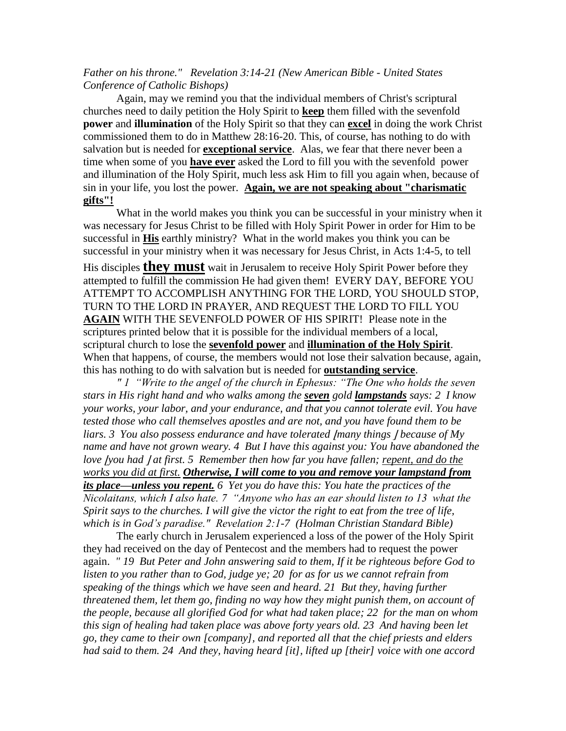*Father on his throne." Revelation 3:14-21 (New American Bible - United States Conference of Catholic Bishops)*

Again, may we remind you that the individual members of Christ's scriptural churches need to daily petition the Holy Spirit to **keep** them filled with the sevenfold **power** and **illumination** of the Holy Spirit so that they can **excel** in doing the work Christ commissioned them to do in Matthew 28:16-20. This, of course, has nothing to do with salvation but is needed for **exceptional service**. Alas, we fear that there never been a time when some of you **have ever** asked the Lord to fill you with the sevenfold power and illumination of the Holy Spirit, much less ask Him to fill you again when, because of sin in your life, you lost the power. **Again, we are not speaking about "charismatic gifts"!**

What in the world makes you think you can be successful in your ministry when it was necessary for Jesus Christ to be filled with Holy Spirit Power in order for Him to be successful in **His** earthly ministry? What in the world makes you think you can be successful in your ministry when it was necessary for Jesus Christ, in Acts 1:4-5, to tell His disciples **they must** wait in Jerusalem to receive Holy Spirit Power before they attempted to fulfill the commission He had given them! EVERY DAY, BEFORE YOU ATTEMPT TO ACCOMPLISH ANYTHING FOR THE LORD, YOU SHOULD STOP, TURN TO THE LORD IN PRAYER, AND REQUEST THE LORD TO FILL YOU **AGAIN** WITH THE SEVENFOLD POWER OF HIS SPIRIT! Please note in the scriptures printed below that it is possible for the individual members of a local, scriptural church to lose the **sevenfold power** and **illumination of the Holy Spirit**. When that happens, of course, the members would not lose their salvation because, again, this has nothing to do with salvation but is needed for **outstanding service**.

*" 1 "Write to the angel of the church in Ephesus: "The One who holds the seven stars in His right hand and who walks among the **seven** gold **lampstands** says: 2 I know your works, your labor, and your endurance, and that you cannot tolerate evil. You have tested those who call themselves apostles and are not, and you have found them to be liars. 3 You also possess endurance and have tolerated [many things] because of My name and have not grown weary. 4 But I have this against you: You have abandoned the love [you had] at first. 5 Remember then how far you have fallen; repent, and do the works you did at first. **Otherwise, I will come to you and remove your lampstand from its place—unless you repent.** 6 Yet you do have this: You hate the practices of the Nicolaitans, which I also hate. 7 "Anyone who has an ear should listen to 13 what the Spirit says to the churches. I will give the victor the right to eat from the tree of life, which is in God's paradise." Revelation 2:1-7 (Holman Christian Standard Bible)*

The early church in Jerusalem experienced a loss of the power of the Holy Spirit they had received on the day of Pentecost and the members had to request the power again. *" 19 But Peter and John answering said to them, If it be righteous before God to listen to you rather than to God, judge ye; 20 for as for us we cannot refrain from speaking of the things which we have seen and heard. 21 But they, having further threatened them, let them go, finding no way how they might punish them, on account of the people, because all glorified God for what had taken place; 22 for the man on whom this sign of healing had taken place was above forty years old. 23 And having been let go, they came to their own [company], and reported all that the chief priests and elders had said to them. 24 And they, having heard [it], lifted up [their] voice with one accord*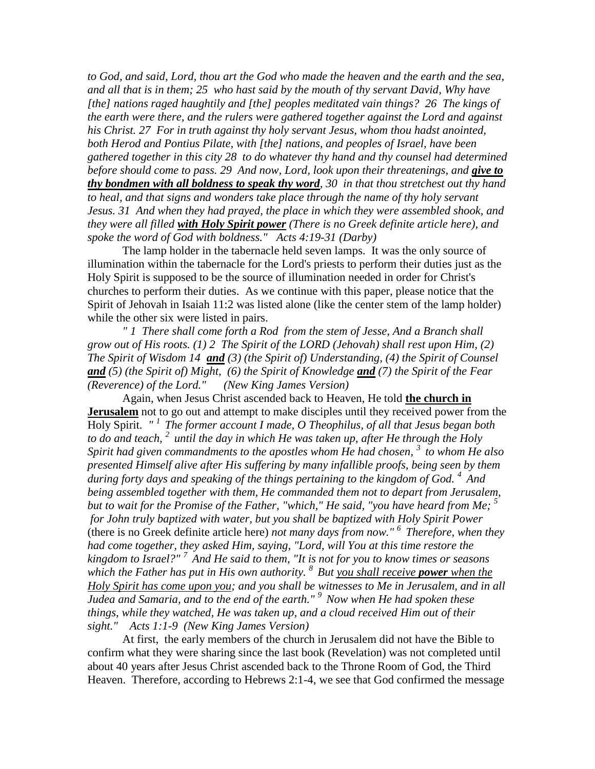*to God, and said, Lord, thou art the God who made the heaven and the earth and the sea, and all that is in them; 25 who hast said by the mouth of thy servant David, Why have [the] nations raged haughtily and [the] peoples meditated vain things? 26 The kings of the earth were there, and the rulers were gathered together against the Lord and against his Christ. 27 For in truth against thy holy servant Jesus, whom thou hadst anointed, both Herod and Pontius Pilate, with [the] nations, and peoples of Israel, have been gathered together in this city 28 to do whatever thy hand and thy counsel had determined before should come to pass. 29 And now, Lord, look upon their threatenings, and **<u>give to thy bondmen with all boldness to speak thy word</u>**, 30 in that thou stretchest out thy hand to heal, and that signs and wonders take place through the name of thy holy servant Jesus. 31 And when they had prayed, the place in which they were assembled shook, and they were all filled **<u>with Holy Spirit power</u>** (There is no Greek definite article here), and spoke the word of God with boldness." Acts 4:19-31 (Darby)*

The lamp holder in the tabernacle held seven lamps. It was the only source of illumination within the tabernacle for the Lord's priests to perform their duties just as the Holy Spirit is supposed to be the source of illumination needed in order for Christ's churches to perform their duties. As we continue with this paper, please notice that the Spirit of Jehovah in Isaiah 11:2 was listed alone (like the center stem of the lamp holder) while the other six were listed in pairs.

*" 1 There shall come forth a Rod from the stem of Jesse, And a Branch shall grow out of His roots. (1) 2 The Spirit of the LORD (Jehovah) shall rest upon Him, (2) The Spirit of Wisdom 14 **<u>and</u>** (3) (the Spirit of) Understanding, (4) the Spirit of Counsel **<u>and</u>** (5) (the Spirit of) Might, (6) the Spirit of Knowledge **<u>and</u>** (7) the Spirit of the Fear (Reverence) of the Lord." (New King James Version)*

Again, when Jesus Christ ascended back to Heaven, He told **<u>the church in Jerusalem</u>** not to go out and attempt to make disciples until they received power from the Holy Spirit. *" [1] The former account I made, O Theophilus, of all that Jesus began both to do and teach, [2] until the day in which He was taken up, after He through the Holy Spirit had given commandments to the apostles whom He had chosen, [3] to whom He also presented Himself alive after His suffering by many infallible proofs, being seen by them during forty days and speaking of the things pertaining to the kingdom of God. [4] And being assembled together with them, He commanded them not to depart from Jerusalem, but to wait for the Promise of the Father, "which," He said, "you have heard from Me; [5] for John truly baptized with water, but you shall be baptized with Holy Spirit Power* (there is no Greek definite article here) *not many days from now." [6] Therefore, when they had come together, they asked Him, saying, "Lord, will You at this time restore the kingdom to Israel?" [7] And He said to them, "It is not for you to know times or seasons which the Father has put in His own authority. [8] But <u>you shall receive **power** when the Holy Spirit has come upon you</u>; and you shall be witnesses to Me in Jerusalem, and in all Judea and Samaria, and to the end of the earth." [9] Now when He had spoken these things, while they watched, He was taken up, and a cloud received Him out of their sight." Acts 1:1-9 (New King James Version)*

At first, the early members of the church in Jerusalem did not have the Bible to confirm what they were sharing since the last book (Revelation) was not completed until about 40 years after Jesus Christ ascended back to the Throne Room of God, the Third Heaven. Therefore, according to Hebrews 2:1-4, we see that God confirmed the message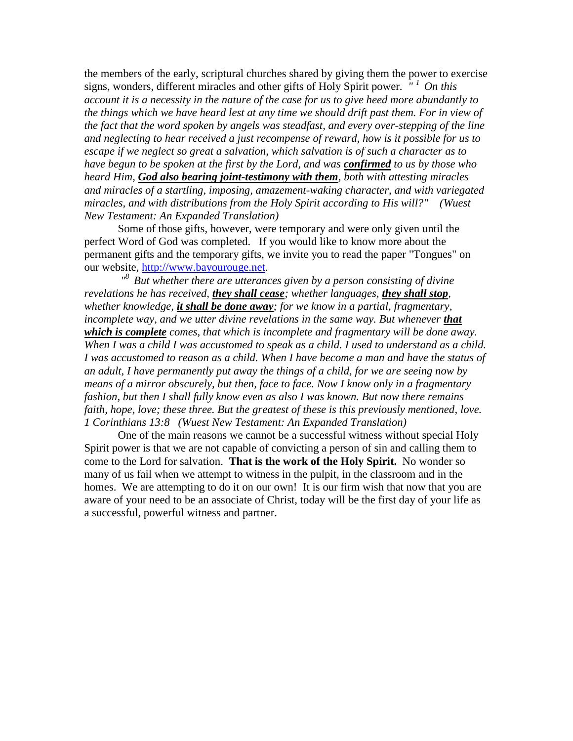the members of the early, scriptural churches shared by giving them the power to exercise signs, wonders, different miracles and other gifts of Holy Spirit power. *"[1] On this account it is a necessity in the nature of the case for us to give heed more abundantly to the things which we have heard lest at any time we should drift past them. For in view of the fact that the word spoken by angels was steadfast, and every over-stepping of the line and neglecting to hear received a just recompense of reward, how is it possible for us to escape if we neglect so great a salvation, which salvation is of such a character as to have begun to be spoken at the first by the Lord, and was* ***confirmed*** *to us by those who heard Him,* ***God also bearing joint-testimony with them****, both with attesting miracles and miracles of a startling, imposing, amazement-waking character, and with variegated miracles, and with distributions from the Holy Spirit according to His will?" (Wuest New Testament: An Expanded Translation)*

Some of those gifts, however, were temporary and were only given until the perfect Word of God was completed. If you would like to know more about the permanent gifts and the temporary gifts, we invite you to read the paper "Tongues" on our website, http://www.bayourouge.net.

*"[8] But whether there are utterances given by a person consisting of divine revelations he has received,* ***they shall cease****; whether languages,* ***they shall stop****, whether knowledge,* ***it shall be done away****; for we know in a partial, fragmentary, incomplete way, and we utter divine revelations in the same way. But whenever* ***that which is complete*** *comes, that which is incomplete and fragmentary will be done away. When I was a child I was accustomed to speak as a child. I used to understand as a child. I was accustomed to reason as a child. When I have become a man and have the status of an adult, I have permanently put away the things of a child, for we are seeing now by means of a mirror obscurely, but then, face to face. Now I know only in a fragmentary fashion, but then I shall fully know even as also I was known. But now there remains faith, hope, love; these three. But the greatest of these is this previously mentioned, love. 1 Corinthians 13:8 (Wuest New Testament: An Expanded Translation)*

One of the main reasons we cannot be a successful witness without special Holy Spirit power is that we are not capable of convicting a person of sin and calling them to come to the Lord for salvation. **That is the work of the Holy Spirit.** No wonder so many of us fail when we attempt to witness in the pulpit, in the classroom and in the homes. We are attempting to do it on our own! It is our firm wish that now that you are aware of your need to be an associate of Christ, today will be the first day of your life as a successful, powerful witness and partner.